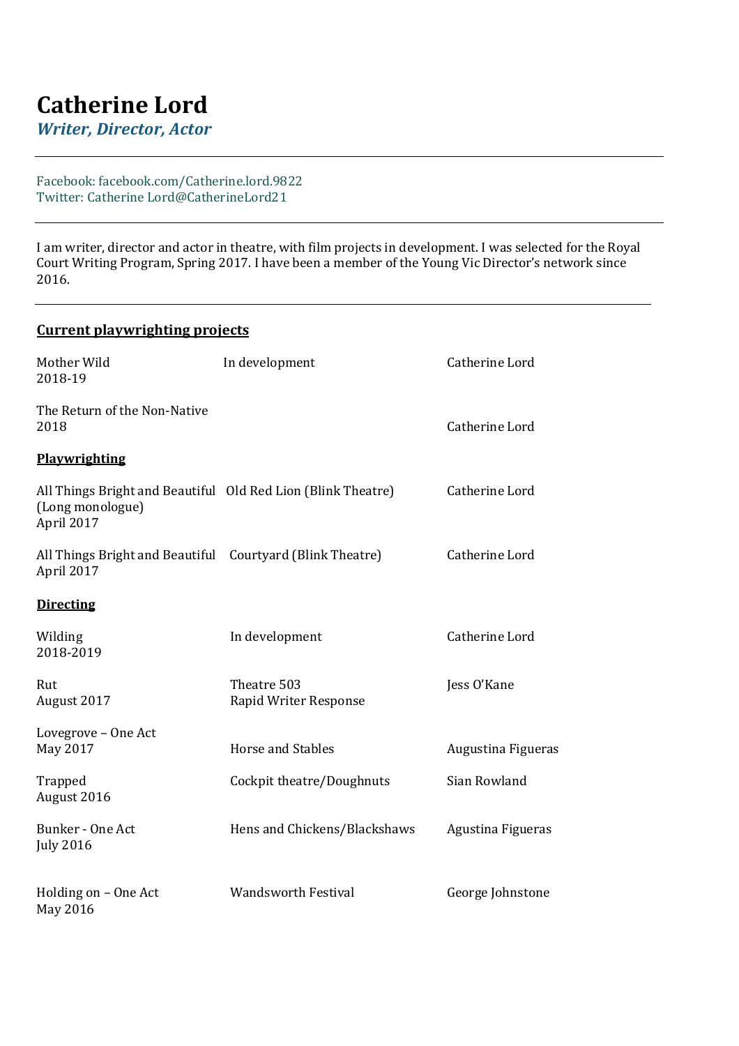# Catherine Lord

***Writer, Director, Actor***

---

Facebook: facebook.com/Catherine.lord.9822
Twitter: Catherine Lord@CatherineLord21

---

I am writer, director and actor in theatre, with film projects in development. I was selected for the Royal Court Writing Program, Spring 2017. I have been a member of the Young Vic Director's network since 2016.

---

## Current playwrighting projects

| | | |
|---|---|---|
| Mother Wild<br>2018-19 | In development | Catherine Lord |
| The Return of the Non-Native<br>2018 | | Catherine Lord |

## Playwrighting

| | | |
|---|---|---|
| All Things Bright and Beautiful<br>(Long monologue)<br>April 2017 | Old Red Lion (Blink Theatre) | Catherine Lord |
| All Things Bright and Beautiful<br>April 2017 | Courtyard (Blink Theatre) | Catherine Lord |

## Directing

| | | |
|---|---|---|
| Wilding<br>2018-2019 | In development | Catherine Lord |
| Rut<br>August 2017 | Theatre 503<br>Rapid Writer Response | Jess O'Kane |
| Lovegrove – One Act<br>May 2017 | Horse and Stables | Augustina Figueras |
| Trapped<br>August 2016 | Cockpit theatre/Doughnuts | Sian Rowland |
| Bunker - One Act<br>July 2016 | Hens and Chickens/Blackshaws | Agustina Figueras |
| Holding on – One Act<br>May 2016 | Wandsworth Festival | George Johnstone |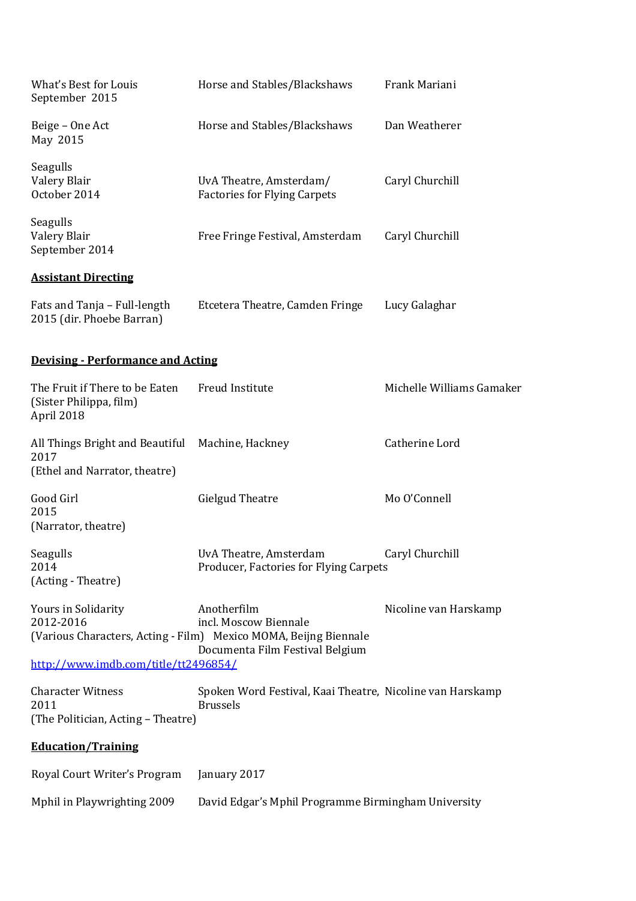| | | |
|---|---|---|
| What's Best for Louis<br>September 2015 | Horse and Stables/Blackshaws | Frank Mariani |
| Beige – One Act<br>May 2015 | Horse and Stables/Blackshaws | Dan Weatherer |
| Seagulls<br>Valery Blair<br>October 2014 | UvA Theatre, Amsterdam/<br>Factories for Flying Carpets | Caryl Churchill |
| Seagulls<br>Valery Blair<br>September 2014 | Free Fringe Festival, Amsterdam | Caryl Churchill |

**Assistant Directing**

| | | |
|---|---|---|
| Fats and Tanja – Full-length<br>2015 (dir. Phoebe Barran) | Etcetera Theatre, Camden Fringe | Lucy Galaghar |

**Devising - Performance and Acting**

| | | |
|---|---|---|
| The Fruit if There to be Eaten<br>(Sister Philippa, film)<br>April 2018 | Freud Institute | Michelle Williams Gamaker |
| All Things Bright and Beautiful<br>2017<br>(Ethel and Narrator, theatre) | Machine, Hackney | Catherine Lord |
| Good Girl<br>2015<br>(Narrator, theatre) | Gielgud Theatre | Mo O'Connell |
| Seagulls<br>2014<br>(Acting - Theatre) | UvA Theatre, Amsterdam<br>Producer, Factories for Flying Carpets | Caryl Churchill |
| Yours in Solidarity<br>2012-2016<br>(Various Characters, Acting - Film) | Anotherfilm<br>incl. Moscow Biennale<br>Mexico MOMA, Beijng Biennale<br>Documenta Film Festival Belgium | Nicoline van Harskamp |
| Character Witness<br>2011<br>(The Politician, Acting – Theatre) | Spoken Word Festival, Kaai Theatre, Brussels | Nicoline van Harskamp |

http://www.imdb.com/title/tt2496854/

**Education/Training**

| | |
|---|---|
| Royal Court Writer's Program | January 2017 |
| Mphil in Playwrighting 2009 | David Edgar's Mphil Programme Birmingham University |